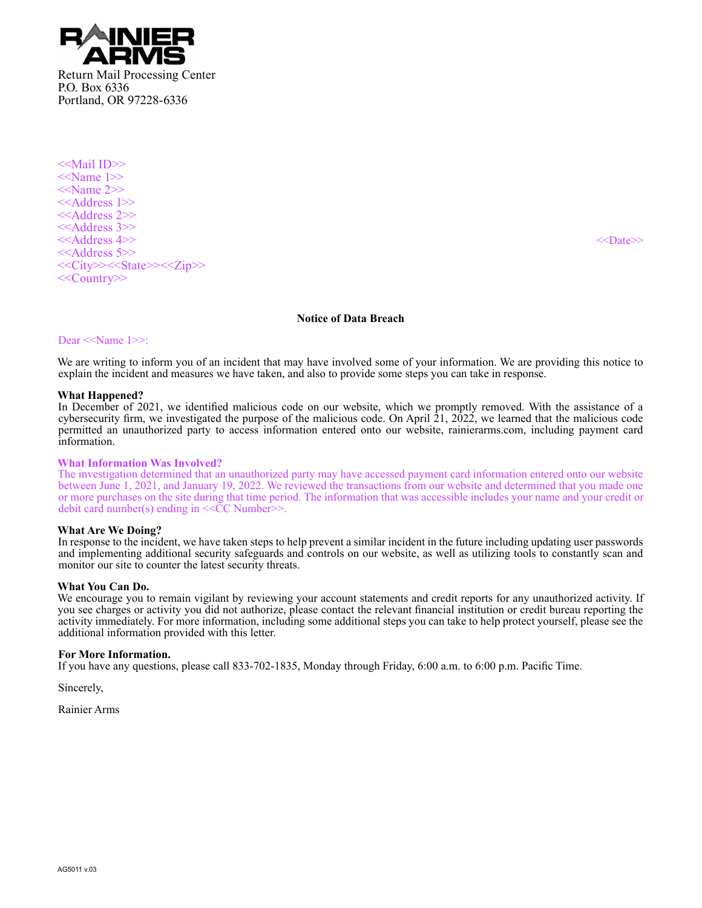RAINIER ARMS

Return Mail Processing Center
P.O. Box 6336
Portland, OR 97228-6336

<<Mail ID>>
<<Name 1>>
<<Name 2>>
<<Address 1>>
<<Address 2>>
<<Address 3>>
<<Address 4>>
<<Address 5>>
<<City>><<State>><<Zip>>
<<Country>>

<<Date>>

**Notice of Data Breach**

Dear <<Name 1>>:

We are writing to inform you of an incident that may have involved some of your information. We are providing this notice to explain the incident and measures we have taken, and also to provide some steps you can take in response.

**What Happened?**
In December of 2021, we identified malicious code on our website, which we promptly removed. With the assistance of a cybersecurity firm, we investigated the purpose of the malicious code. On April 21, 2022, we learned that the malicious code permitted an unauthorized party to access information entered onto our website, rainierarms.com, including payment card information.

**What Information Was Involved?**
The investigation determined that an unauthorized party may have accessed payment card information entered onto our website between June 1, 2021, and January 19, 2022. We reviewed the transactions from our website and determined that you made one or more purchases on the site during that time period. The information that was accessible includes your name and your credit or debit card number(s) ending in <<CC Number>>.

**What Are We Doing?**
In response to the incident, we have taken steps to help prevent a similar incident in the future including updating user passwords and implementing additional security safeguards and controls on our website, as well as utilizing tools to constantly scan and monitor our site to counter the latest security threats.

**What You Can Do.**
We encourage you to remain vigilant by reviewing your account statements and credit reports for any unauthorized activity. If you see charges or activity you did not authorize, please contact the relevant financial institution or credit bureau reporting the activity immediately. For more information, including some additional steps you can take to help protect yourself, please see the additional information provided with this letter.

**For More Information.**
If you have any questions, please call 833-702-1835, Monday through Friday, 6:00 a.m. to 6:00 p.m. Pacific Time.

Sincerely,

Rainier Arms

AG5011 v.03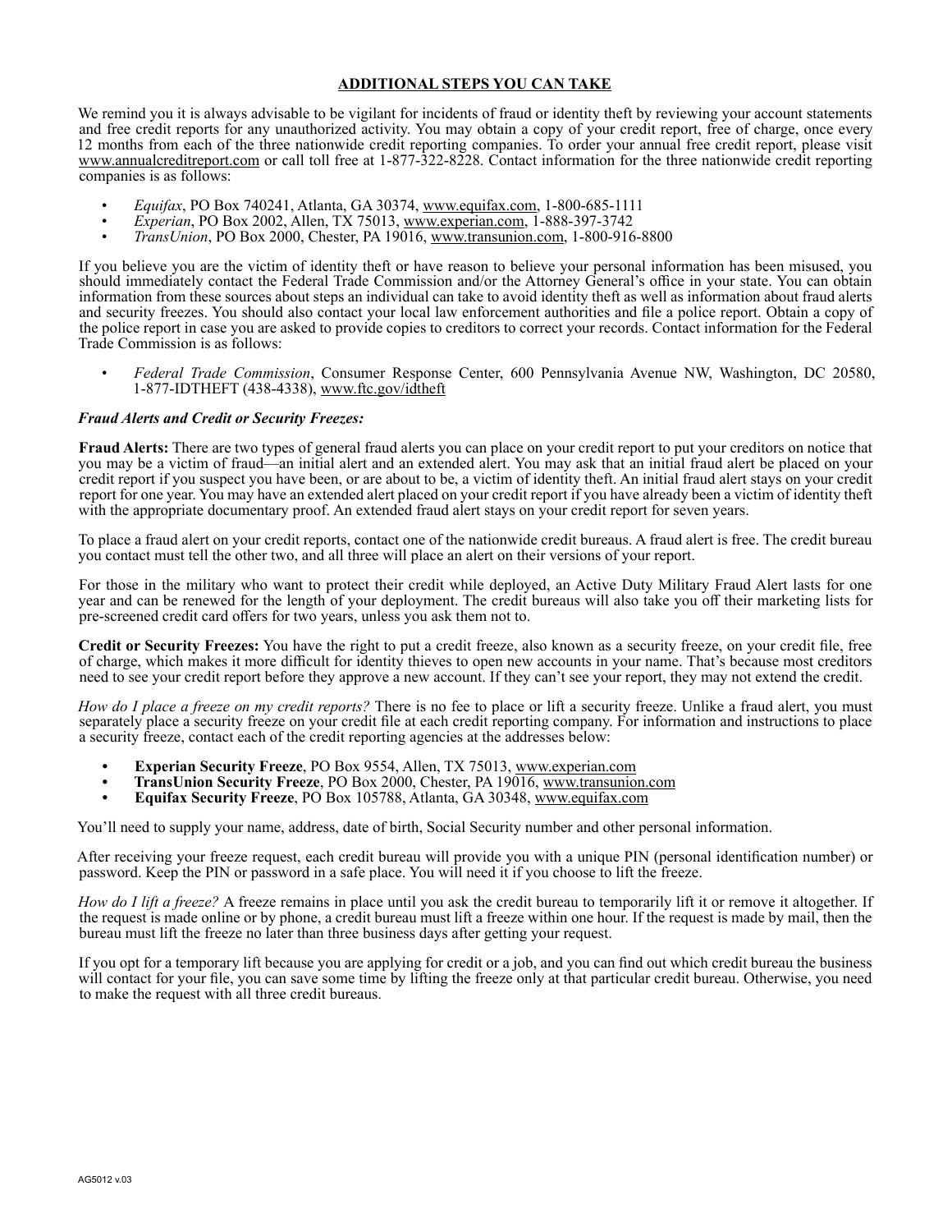## ADDITIONAL STEPS YOU CAN TAKE

We remind you it is always advisable to be vigilant for incidents of fraud or identity theft by reviewing your account statements and free credit reports for any unauthorized activity. You may obtain a copy of your credit report, free of charge, once every 12 months from each of the three nationwide credit reporting companies. To order your annual free credit report, please visit www.annualcreditreport.com or call toll free at 1-877-322-8228. Contact information for the three nationwide credit reporting companies is as follows:

- *Equifax*, PO Box 740241, Atlanta, GA 30374, www.equifax.com, 1-800-685-1111
- *Experian*, PO Box 2002, Allen, TX 75013, www.experian.com, 1-888-397-3742
- *TransUnion*, PO Box 2000, Chester, PA 19016, www.transunion.com, 1-800-916-8800

If you believe you are the victim of identity theft or have reason to believe your personal information has been misused, you should immediately contact the Federal Trade Commission and/or the Attorney General's office in your state. You can obtain information from these sources about steps an individual can take to avoid identity theft as well as information about fraud alerts and security freezes. You should also contact your local law enforcement authorities and file a police report. Obtain a copy of the police report in case you are asked to provide copies to creditors to correct your records. Contact information for the Federal Trade Commission is as follows:

- *Federal Trade Commission*, Consumer Response Center, 600 Pennsylvania Avenue NW, Washington, DC 20580, 1-877-IDTHEFT (438-4338), www.ftc.gov/idtheft

***Fraud Alerts and Credit or Security Freezes:***

**Fraud Alerts:** There are two types of general fraud alerts you can place on your credit report to put your creditors on notice that you may be a victim of fraud—an initial alert and an extended alert. You may ask that an initial fraud alert be placed on your credit report if you suspect you have been, or are about to be, a victim of identity theft. An initial fraud alert stays on your credit report for one year. You may have an extended alert placed on your credit report if you have already been a victim of identity theft with the appropriate documentary proof. An extended fraud alert stays on your credit report for seven years.

To place a fraud alert on your credit reports, contact one of the nationwide credit bureaus. A fraud alert is free. The credit bureau you contact must tell the other two, and all three will place an alert on their versions of your report.

For those in the military who want to protect their credit while deployed, an Active Duty Military Fraud Alert lasts for one year and can be renewed for the length of your deployment. The credit bureaus will also take you off their marketing lists for pre-screened credit card offers for two years, unless you ask them not to.

**Credit or Security Freezes:** You have the right to put a credit freeze, also known as a security freeze, on your credit file, free of charge, which makes it more difficult for identity thieves to open new accounts in your name. That's because most creditors need to see your credit report before they approve a new account. If they can't see your report, they may not extend the credit.

*How do I place a freeze on my credit reports?* There is no fee to place or lift a security freeze. Unlike a fraud alert, you must separately place a security freeze on your credit file at each credit reporting company. For information and instructions to place a security freeze, contact each of the credit reporting agencies at the addresses below:

- **Experian Security Freeze**, PO Box 9554, Allen, TX 75013, www.experian.com
- **TransUnion Security Freeze**, PO Box 2000, Chester, PA 19016, www.transunion.com
- **Equifax Security Freeze**, PO Box 105788, Atlanta, GA 30348, www.equifax.com

You'll need to supply your name, address, date of birth, Social Security number and other personal information.

After receiving your freeze request, each credit bureau will provide you with a unique PIN (personal identification number) or password. Keep the PIN or password in a safe place. You will need it if you choose to lift the freeze.

*How do I lift a freeze?* A freeze remains in place until you ask the credit bureau to temporarily lift it or remove it altogether. If the request is made online or by phone, a credit bureau must lift a freeze within one hour. If the request is made by mail, then the bureau must lift the freeze no later than three business days after getting your request.

If you opt for a temporary lift because you are applying for credit or a job, and you can find out which credit bureau the business will contact for your file, you can save some time by lifting the freeze only at that particular credit bureau. Otherwise, you need to make the request with all three credit bureaus.

AG5012 v.03